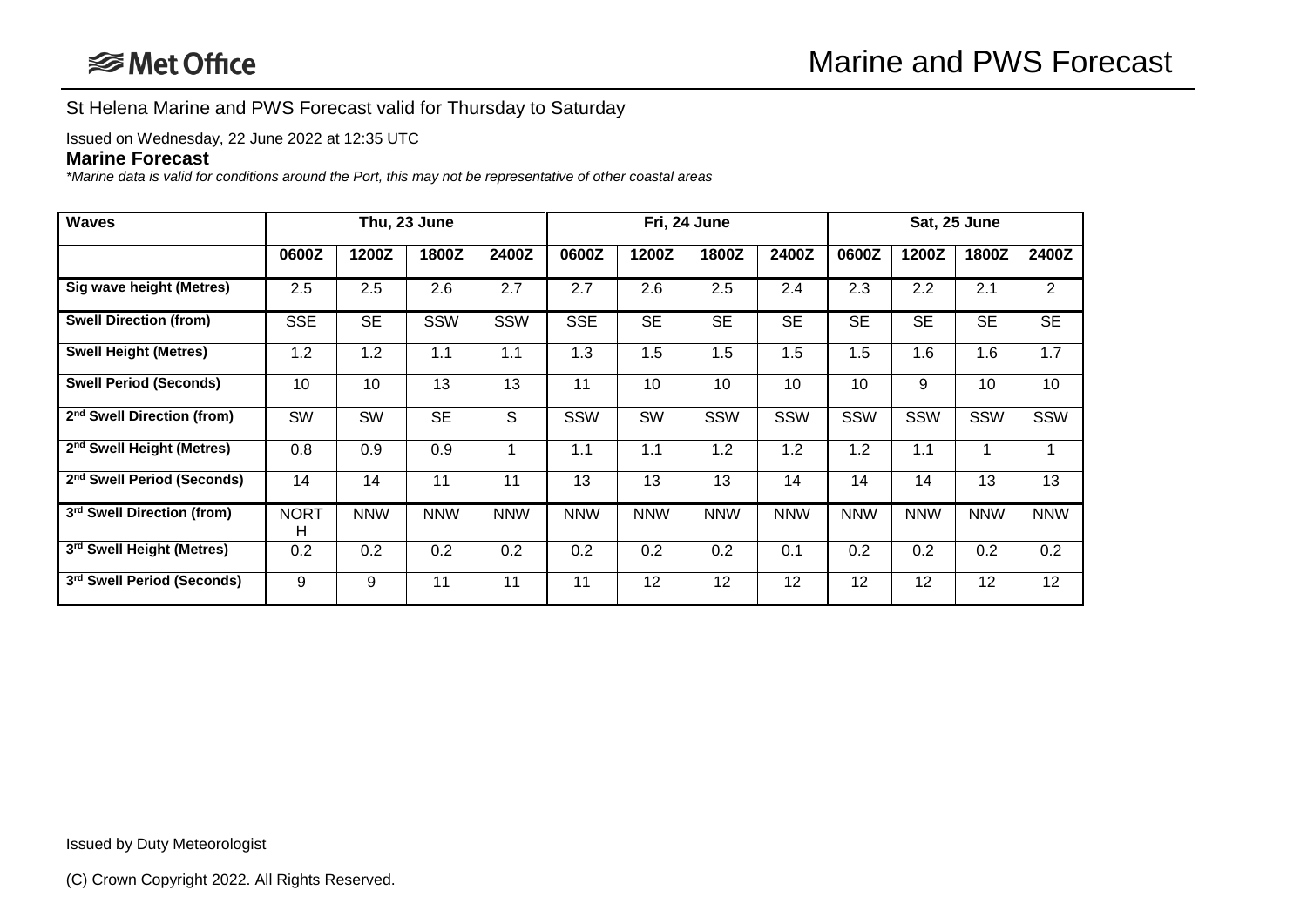Met Office

# Marine and PWS Forecast

St Helena Marine and PWS Forecast valid for Thursday to Saturday

Issued on Wednesday, 22 June 2022 at 12:35 UTC

**Marine Forecast**

*\*Marine data is valid for conditions around the Port, this may not be representative of other coastal areas*

| Waves | Thu, 23 June | | | | Fri, 24 June | | | | Sat, 25 June | | | |
|---|---|---|---|---|---|---|---|---|---|---|---|---|
| | 0600Z | 1200Z | 1800Z | 2400Z | 0600Z | 1200Z | 1800Z | 2400Z | 0600Z | 1200Z | 1800Z | 2400Z |
| Sig wave height (Metres) | 2.5 | 2.5 | 2.6 | 2.7 | 2.7 | 2.6 | 2.5 | 2.4 | 2.3 | 2.2 | 2.1 | 2 |
| Swell Direction (from) | SSE | SE | SSW | SSW | SSE | SE | SE | SE | SE | SE | SE | SE |
| Swell Height (Metres) | 1.2 | 1.2 | 1.1 | 1.1 | 1.3 | 1.5 | 1.5 | 1.5 | 1.5 | 1.6 | 1.6 | 1.7 |
| Swell Period (Seconds) | 10 | 10 | 13 | 13 | 11 | 10 | 10 | 10 | 10 | 9 | 10 | 10 |
| 2nd Swell Direction (from) | SW | SW | SE | S | SSW | SW | SSW | SSW | SSW | SSW | SSW | SSW |
| 2nd Swell Height (Metres) | 0.8 | 0.9 | 0.9 | 1 | 1.1 | 1.1 | 1.2 | 1.2 | 1.2 | 1.1 | 1 | 1 |
| 2nd Swell Period (Seconds) | 14 | 14 | 11 | 11 | 13 | 13 | 13 | 14 | 14 | 14 | 13 | 13 |
| 3rd Swell Direction (from) | NORTH | NNW | NNW | NNW | NNW | NNW | NNW | NNW | NNW | NNW | NNW | NNW |
| 3rd Swell Height (Metres) | 0.2 | 0.2 | 0.2 | 0.2 | 0.2 | 0.2 | 0.2 | 0.1 | 0.2 | 0.2 | 0.2 | 0.2 |
| 3rd Swell Period (Seconds) | 9 | 9 | 11 | 11 | 11 | 12 | 12 | 12 | 12 | 12 | 12 | 12 |

Issued by Duty Meteorologist

(C) Crown Copyright 2022. All Rights Reserved.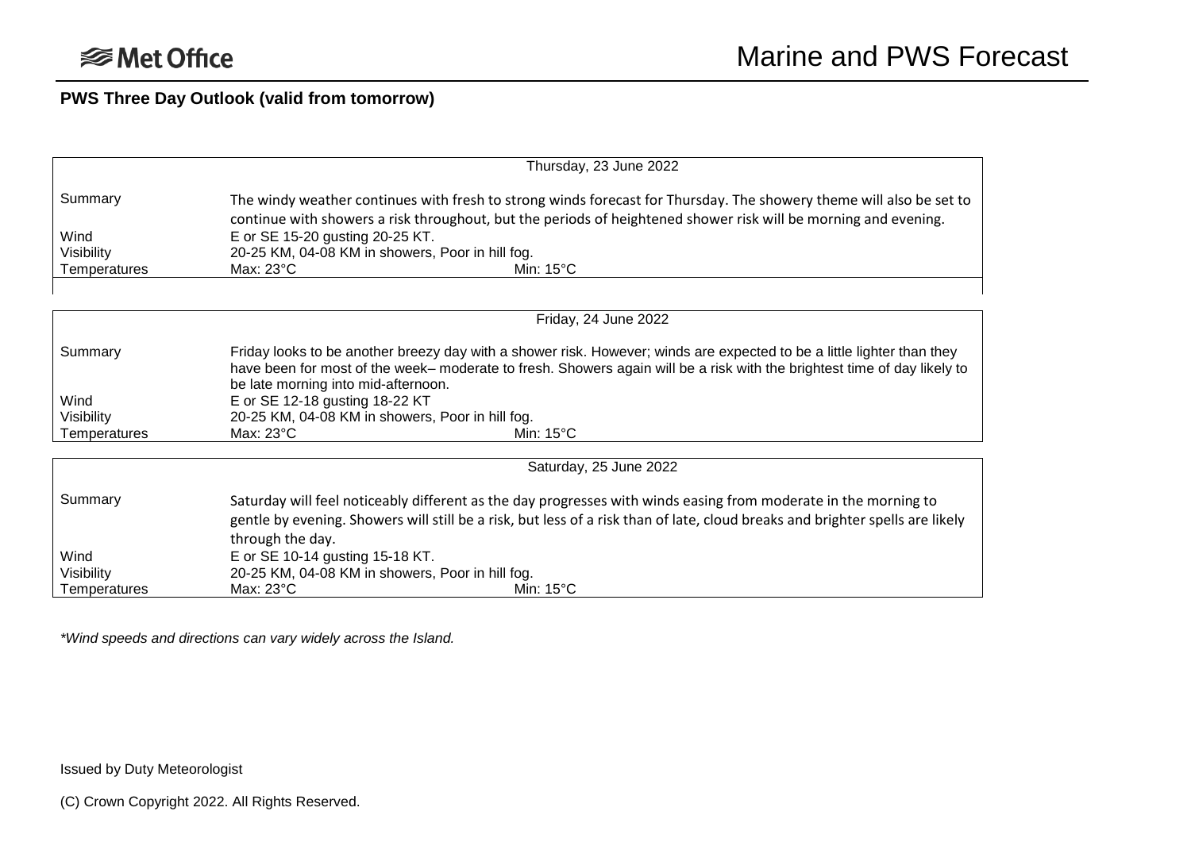## PWS Three Day Outlook (valid from tomorrow)

| Thursday, 23 June 2022 | | |
|---|---|---|
| Summary | The windy weather continues with fresh to strong winds forecast for Thursday. The showery theme will also be set to continue with showers a risk throughout, but the periods of heightened shower risk will be morning and evening. | |
| Wind | E or SE 15-20 gusting 20-25 KT. | |
| Visibility | 20-25 KM, 04-08 KM in showers, Poor in hill fog. | |
| Temperatures | Max: 23°C | Min: 15°C |

| Friday, 24 June 2022 | | |
|---|---|---|
| Summary | Friday looks to be another breezy day with a shower risk. However; winds are expected to be a little lighter than they have been for most of the week– moderate to fresh. Showers again will be a risk with the brightest time of day likely to be late morning into mid-afternoon. | |
| Wind | E or SE 12-18 gusting 18-22 KT | |
| Visibility | 20-25 KM, 04-08 KM in showers, Poor in hill fog. | |
| Temperatures | Max: 23°C | Min: 15°C |

| Saturday, 25 June 2022 | | |
|---|---|---|
| Summary | Saturday will feel noticeably different as the day progresses with winds easing from moderate in the morning to gentle by evening. Showers will still be a risk, but less of a risk than of late, cloud breaks and brighter spells are likely through the day. | |
| Wind | E or SE 10-14 gusting 15-18 KT. | |
| Visibility | 20-25 KM, 04-08 KM in showers, Poor in hill fog. | |
| Temperatures | Max: 23°C | Min: 15°C |

*\*Wind speeds and directions can vary widely across the Island.*

Issued by Duty Meteorologist

(C) Crown Copyright 2022. All Rights Reserved.